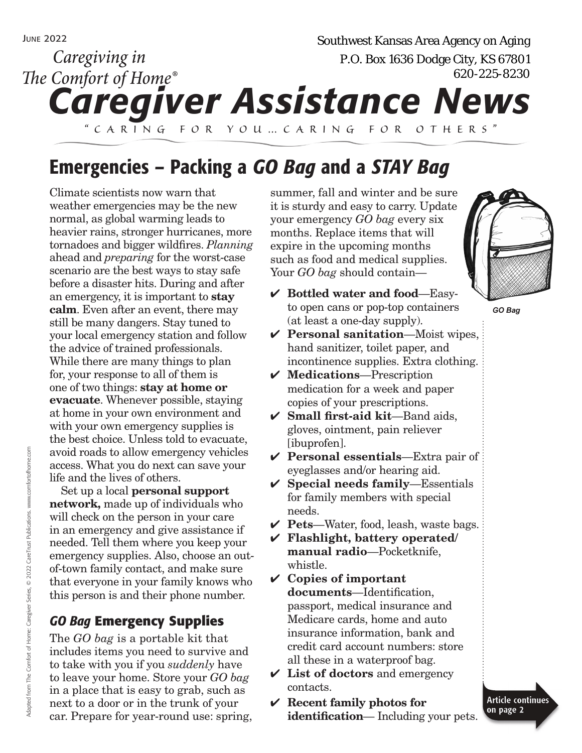June 2022

Southwest Kansas Area Agency on Aging
P.O. Box 1636 Dodge City, KS 67801
620-225-8230

*Caregiving in The Comfort of Home®*

# Caregiver Assistance News

"CARING FOR YOU…CARING FOR OTHERS"

## Emergencies – Packing a *GO Bag* and a *STAY Bag*

Climate scientists now warn that weather emergencies may be the new normal, as global warming leads to heavier rains, stronger hurricanes, more tornadoes and bigger wildfires. *Planning* ahead and *preparing* for the worst-case scenario are the best ways to stay safe before a disaster hits. During and after an emergency, it is important to **stay calm**. Even after an event, there may still be many dangers. Stay tuned to your local emergency station and follow the advice of trained professionals. While there are many things to plan for, your response to all of them is one of two things: **stay at home or evacuate**. Whenever possible, staying at home in your own environment and with your own emergency supplies is the best choice. Unless told to evacuate, avoid roads to allow emergency vehicles access. What you do next can save your life and the lives of others.

Set up a local **personal support network,** made up of individuals who will check on the person in your care in an emergency and give assistance if needed. Tell them where you keep your emergency supplies. Also, choose an out-of-town family contact, and make sure that everyone in your family knows who this person is and their phone number.

### *GO Bag* Emergency Supplies

The *GO bag* is a portable kit that includes items you need to survive and to take with you if you *suddenly* have to leave your home. Store your *GO bag* in a place that is easy to grab, such as next to a door or in the trunk of your car. Prepare for year-round use: spring, summer, fall and winter and be sure it is sturdy and easy to carry. Update your emergency *GO bag* every six months. Replace items that will expire in the upcoming months such as food and medical supplies. Your *GO bag* should contain—

*GO Bag*

- ✔ **Bottled water and food**—Easy-to open cans or pop-top containers (at least a one-day supply).
- ✔ **Personal sanitation**—Moist wipes, hand sanitizer, toilet paper, and incontinence supplies. Extra clothing.
- ✔ **Medications**—Prescription medication for a week and paper copies of your prescriptions.
- ✔ **Small first-aid kit**—Band aids, gloves, ointment, pain reliever [ibuprofen].
- ✔ **Personal essentials**—Extra pair of eyeglasses and/or hearing aid.
- ✔ **Special needs family**—Essentials for family members with special needs.
- ✔ **Pets**—Water, food, leash, waste bags.
- ✔ **Flashlight, battery operated/ manual radio**—Pocketknife, whistle.
- ✔ **Copies of important documents**—Identification, passport, medical insurance and Medicare cards, home and auto insurance information, bank and credit card account numbers: store all these in a waterproof bag.
- ✔ **List of doctors** and emergency contacts.
- ✔ **Recent family photos for identification**— Including your pets.

Article continues on page 2

Adapted from The Comfort of Home: Caregiver Series, © 2022 CareTrust Publications. www.comfortofhome.com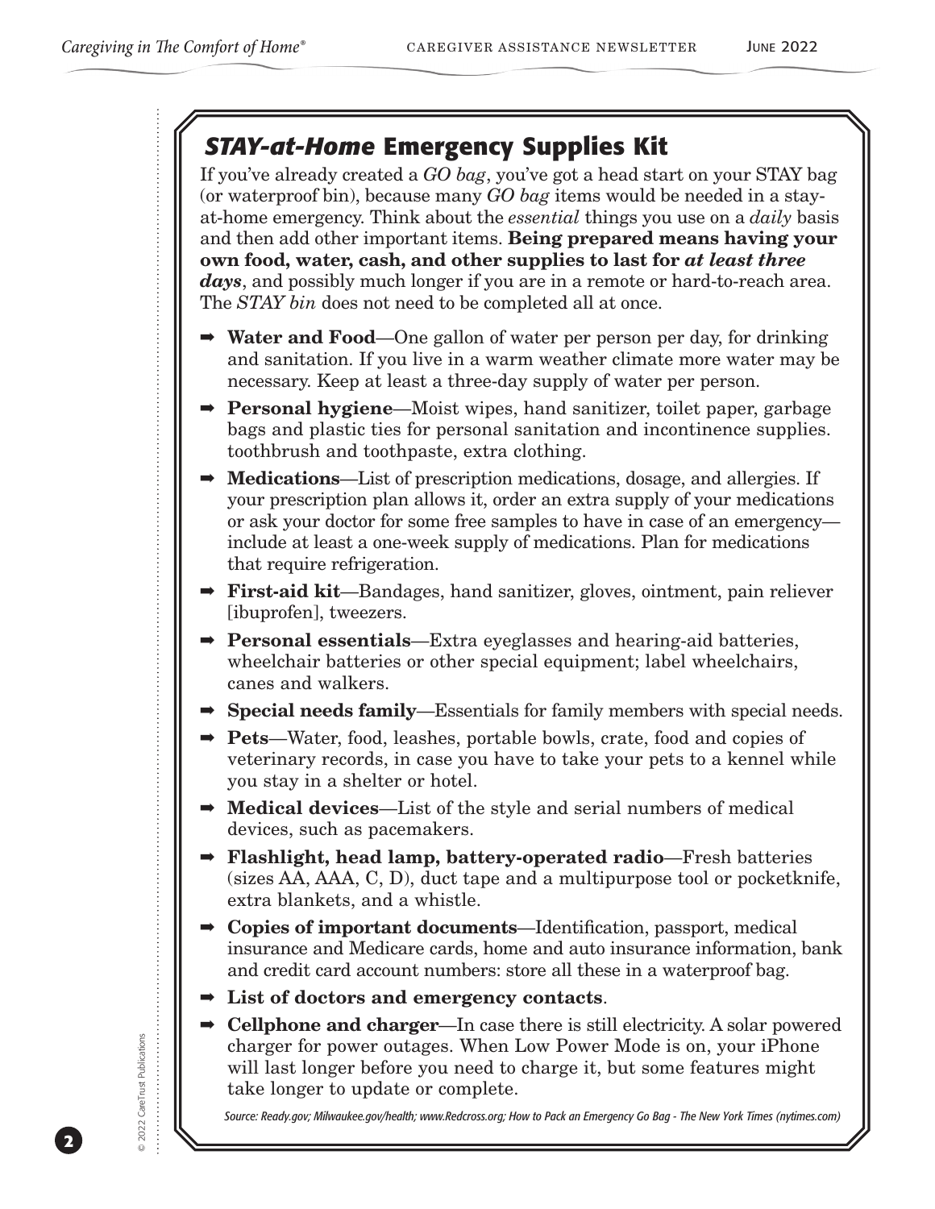## ***STAY-at-Home*** **Emergency Supplies Kit**

If you've already created a *GO bag*, you've got a head start on your STAY bag (or waterproof bin), because many *GO bag* items would be needed in a stay-at-home emergency. Think about the *essential* things you use on a *daily* basis and then add other important items. **Being prepared means having your own food, water, cash, and other supplies to last for *at least three days***, and possibly much longer if you are in a remote or hard-to-reach area. The *STAY bin* does not need to be completed all at once.

- **Water and Food**—One gallon of water per person per day, for drinking and sanitation. If you live in a warm weather climate more water may be necessary. Keep at least a three-day supply of water per person.
- **Personal hygiene**—Moist wipes, hand sanitizer, toilet paper, garbage bags and plastic ties for personal sanitation and incontinence supplies. toothbrush and toothpaste, extra clothing.
- **Medications**—List of prescription medications, dosage, and allergies. If your prescription plan allows it, order an extra supply of your medications or ask your doctor for some free samples to have in case of an emergency—include at least a one-week supply of medications. Plan for medications that require refrigeration.
- **First-aid kit**—Bandages, hand sanitizer, gloves, ointment, pain reliever [ibuprofen], tweezers.
- **Personal essentials**—Extra eyeglasses and hearing-aid batteries, wheelchair batteries or other special equipment; label wheelchairs, canes and walkers.
- **Special needs family**—Essentials for family members with special needs.
- **Pets**—Water, food, leashes, portable bowls, crate, food and copies of veterinary records, in case you have to take your pets to a kennel while you stay in a shelter or hotel.
- **Medical devices**—List of the style and serial numbers of medical devices, such as pacemakers.
- **Flashlight, head lamp, battery-operated radio**—Fresh batteries (sizes AA, AAA, C, D), duct tape and a multipurpose tool or pocketknife, extra blankets, and a whistle.
- **Copies of important documents**—Identification, passport, medical insurance and Medicare cards, home and auto insurance information, bank and credit card account numbers: store all these in a waterproof bag.
- **List of doctors and emergency contacts**.
- **Cellphone and charger**—In case there is still electricity. A solar powered charger for power outages. When Low Power Mode is on, your iPhone will last longer before you need to charge it, but some features might take longer to update or complete.

*Source: Ready.gov; Milwaukee.gov/health; www.Redcross.org; How to Pack an Emergency Go Bag - The New York Times (nytimes.com)*

© 2022 CareTrust Publications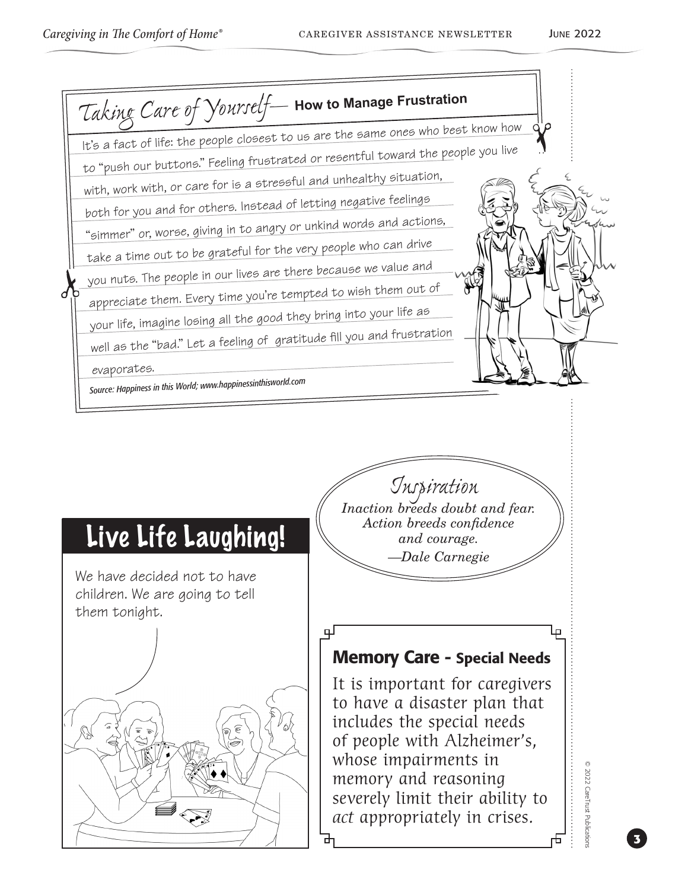## Taking Care of Yourself— How to Manage Frustration

It's a fact of life: the people closest to us are the same ones who best know how to "push our buttons." Feeling frustrated or resentful toward the people you live with, work with, or care for is a stressful and unhealthy situation, both for you and for others. Instead of letting negative feelings "simmer" or, worse, giving in to angry or unkind words and actions, take a time out to be grateful for the very people who can drive you nuts. The people in our lives are there because we value and appreciate them. Every time you're tempted to wish them out of your life, imagine losing all the good they bring into your life as well as the "bad." Let a feeling of gratitude fill you and frustration evaporates.

*Source: Happiness in this World; www.happinessinthisworld.com*

## Live Life Laughing!

We have decided not to have children. We are going to tell them tonight.

## Inspiration

*Inaction breeds doubt and fear. Action breeds confidence and courage.*
*—Dale Carnegie*

## Memory Care - Special Needs

It is important for caregivers to have a disaster plan that includes the special needs of people with Alzheimer's, whose impairments in memory and reasoning severely limit their ability to *act* appropriately in crises.

© 2022 CareTrust Publications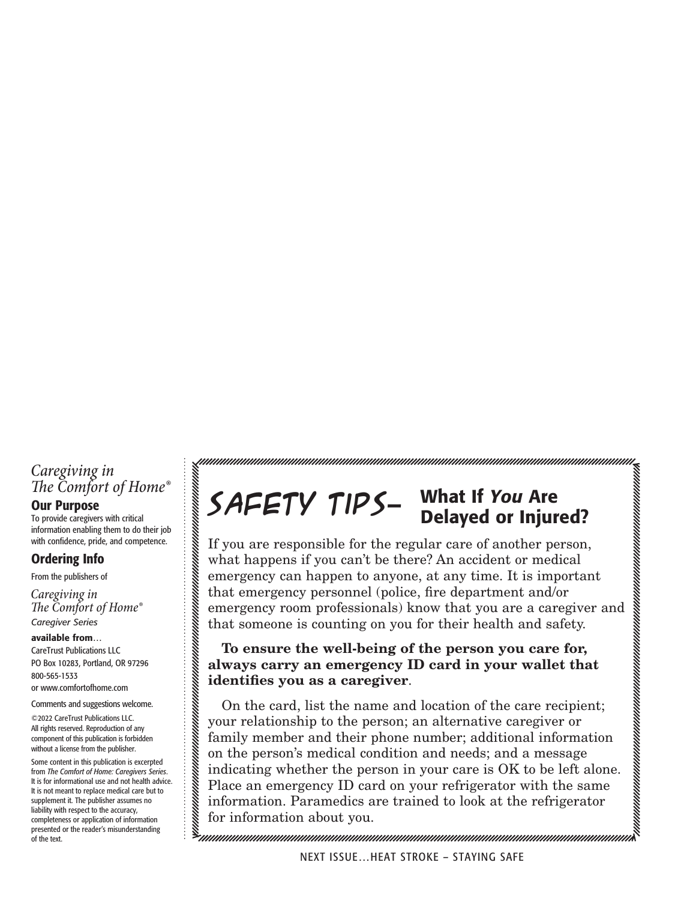*Caregiving in The Comfort of Home®*

**Our Purpose**

To provide caregivers with critical information enabling them to do their job with confidence, pride, and competence.

**Ordering Info**

From the publishers of

*Caregiving in The Comfort of Home®*
*Caregiver Series*

**available from**…
CareTrust Publications LLC
PO Box 10283, Portland, OR 97296
800-565-1533
or www.comfortofhome.com

Comments and suggestions welcome.

©2022 CareTrust Publications LLC.
All rights reserved. Reproduction of any component of this publication is forbidden without a license from the publisher.

Some content in this publication is excerpted from *The Comfort of Home: Caregivers Series*. It is for informational use and not health advice. It is not meant to replace medical care but to supplement it. The publisher assumes no liability with respect to the accuracy, completeness or application of information presented or the reader's misunderstanding of the text.

## SAFETY TIPS– What If *You* Are Delayed or Injured?

If you are responsible for the regular care of another person, what happens if you can't be there? An accident or medical emergency can happen to anyone, at any time. It is important that emergency personnel (police, fire department and/or emergency room professionals) know that you are a caregiver and that someone is counting on you for their health and safety.

**To ensure the well-being of the person you care for, always carry an emergency ID card in your wallet that identifies you as a caregiver**.

On the card, list the name and location of the care recipient; your relationship to the person; an alternative caregiver or family member and their phone number; additional information on the person's medical condition and needs; and a message indicating whether the person in your care is OK to be left alone. Place an emergency ID card on your refrigerator with the same information. Paramedics are trained to look at the refrigerator for information about you.

NEXT ISSUE…HEAT STROKE – STAYING SAFE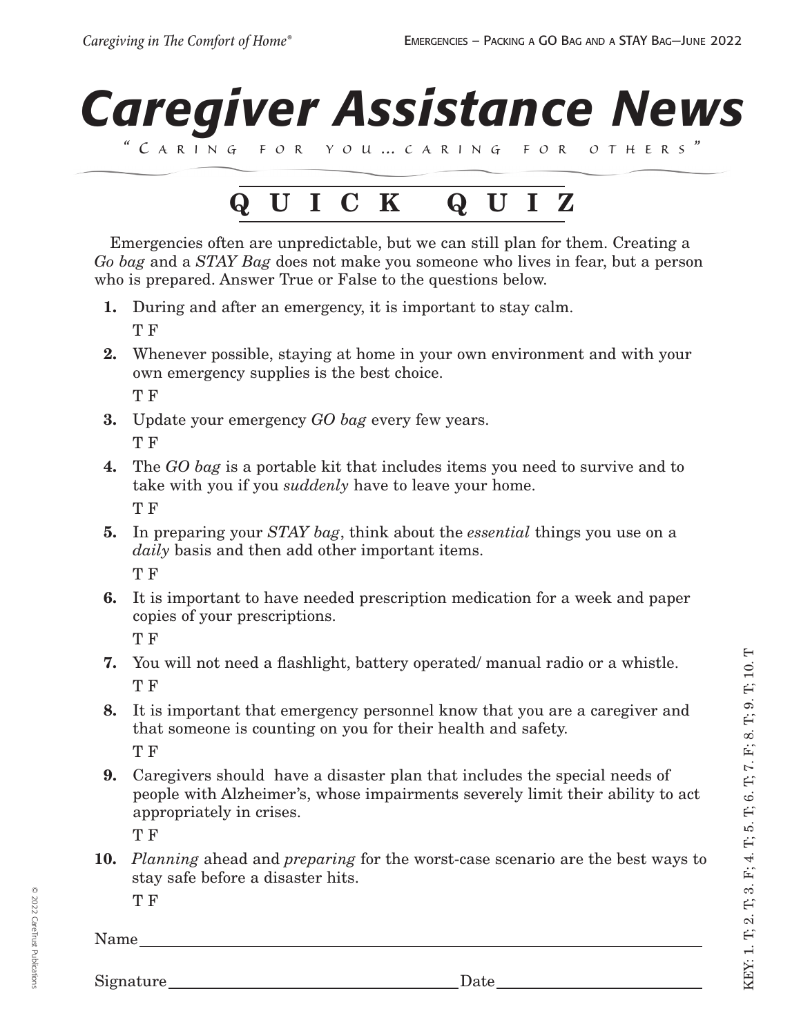# Caregiver Assistance News

"Caring for you…caring for others"

## QUICK QUIZ

Emergencies often are unpredictable, but we can still plan for them. Creating a *Go bag* and a *STAY Bag* does not make you someone who lives in fear, but a person who is prepared. Answer True or False to the questions below.

1. During and after an emergency, it is important to stay calm.
   T F
2. Whenever possible, staying at home in your own environment and with your own emergency supplies is the best choice.
   T F
3. Update your emergency *GO bag* every few years.
   T F
4. The *GO bag* is a portable kit that includes items you need to survive and to take with you if you *suddenly* have to leave your home.
   T F
5. In preparing your *STAY bag*, think about the *essential* things you use on a *daily* basis and then add other important items.
   T F
6. It is important to have needed prescription medication for a week and paper copies of your prescriptions.
   T F
7. You will not need a flashlight, battery operated/ manual radio or a whistle.
   T F
8. It is important that emergency personnel know that you are a caregiver and that someone is counting on you for their health and safety.
   T F
9. Caregivers should have a disaster plan that includes the special needs of people with Alzheimer's, whose impairments severely limit their ability to act appropriately in crises.
   T F
10. *Planning* ahead and *preparing* for the worst-case scenario are the best ways to stay safe before a disaster hits.
    T F

Name ____________________

Signature ____________________ Date ____________________

KEY: 1. T; 2. T; 3. F; 4. T; 5. T; 6. T; 7. F; 8. T; 9. T; 10. T

© 2022 CareTrust Publications